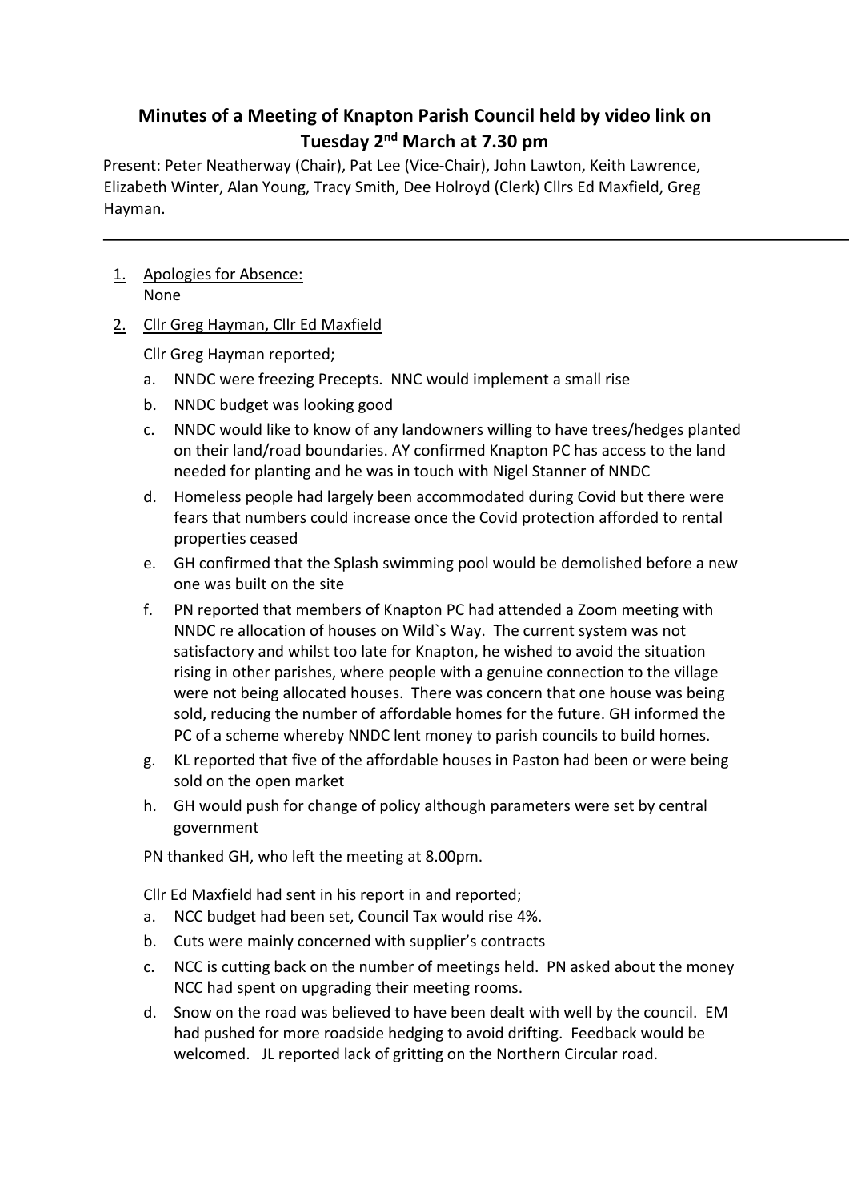# Minutes of a Meeting of Knapton Parish Council held by video link on Tuesday 2nd March at 7.30 pm

Present: Peter Neatherway (Chair), Pat Lee (Vice-Chair), John Lawton, Keith Lawrence, Elizabeth Winter, Alan Young, Tracy Smith, Dee Holroyd (Clerk) Cllrs Ed Maxfield, Greg Hayman.

---

1. Apologies for Absence:
   None
2. Cllr Greg Hayman, Cllr Ed Maxfield

   Cllr Greg Hayman reported;
   a. NNDC were freezing Precepts. NNC would implement a small rise
   b. NNDC budget was looking good
   c. NNDC would like to know of any landowners willing to have trees/hedges planted on their land/road boundaries. AY confirmed Knapton PC has access to the land needed for planting and he was in touch with Nigel Stanner of NNDC
   d. Homeless people had largely been accommodated during Covid but there were fears that numbers could increase once the Covid protection afforded to rental properties ceased
   e. GH confirmed that the Splash swimming pool would be demolished before a new one was built on the site
   f. PN reported that members of Knapton PC had attended a Zoom meeting with NNDC re allocation of houses on Wild`s Way. The current system was not satisfactory and whilst too late for Knapton, he wished to avoid the situation rising in other parishes, where people with a genuine connection to the village were not being allocated houses. There was concern that one house was being sold, reducing the number of affordable homes for the future. GH informed the PC of a scheme whereby NNDC lent money to parish councils to build homes.
   g. KL reported that five of the affordable houses in Paston had been or were being sold on the open market
   h. GH would push for change of policy although parameters were set by central government

   PN thanked GH, who left the meeting at 8.00pm.

   Cllr Ed Maxfield had sent in his report in and reported;
   a. NCC budget had been set, Council Tax would rise 4%.
   b. Cuts were mainly concerned with supplier's contracts
   c. NCC is cutting back on the number of meetings held. PN asked about the money NCC had spent on upgrading their meeting rooms.
   d. Snow on the road was believed to have been dealt with well by the council. EM had pushed for more roadside hedging to avoid drifting. Feedback would be welcomed. JL reported lack of gritting on the Northern Circular road.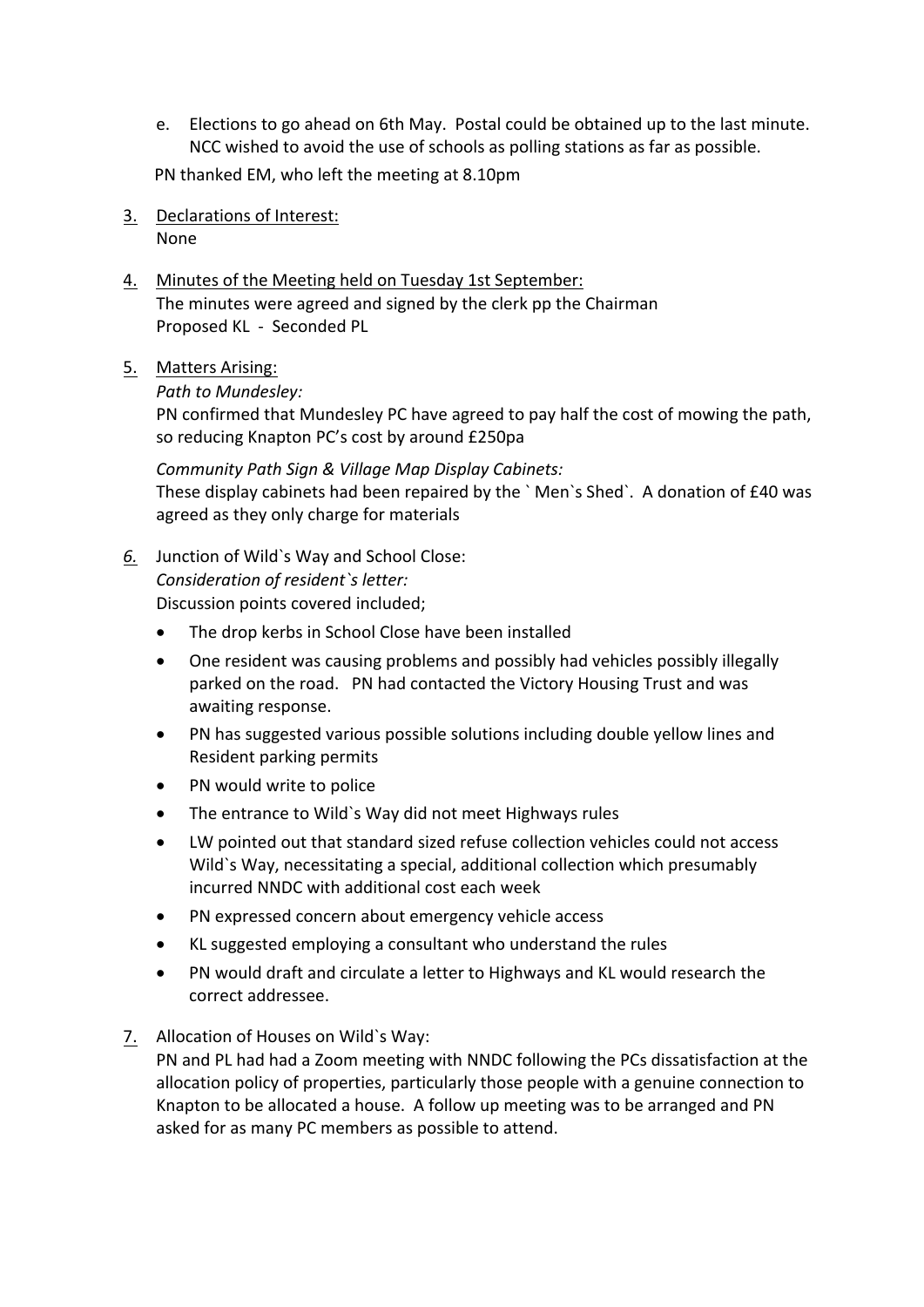e. Elections to go ahead on 6th May. Postal could be obtained up to the last minute. NCC wished to avoid the use of schools as polling stations as far as possible.

PN thanked EM, who left the meeting at 8.10pm

3. Declarations of Interest:
   None

4. Minutes of the Meeting held on Tuesday 1st September:
   The minutes were agreed and signed by the clerk pp the Chairman
   Proposed KL - Seconded PL

5. Matters Arising:
   *Path to Mundesley:*
   PN confirmed that Mundesley PC have agreed to pay half the cost of mowing the path, so reducing Knapton PC's cost by around £250pa

   *Community Path Sign & Village Map Display Cabinets:*
   These display cabinets had been repaired by the ` Men`s Shed`. A donation of £40 was agreed as they only charge for materials

6. Junction of Wild`s Way and School Close:
   *Consideration of resident`s letter:*
   Discussion points covered included;

   - The drop kerbs in School Close have been installed
   - One resident was causing problems and possibly had vehicles possibly illegally parked on the road. PN had contacted the Victory Housing Trust and was awaiting response.
   - PN has suggested various possible solutions including double yellow lines and Resident parking permits
   - PN would write to police
   - The entrance to Wild`s Way did not meet Highways rules
   - LW pointed out that standard sized refuse collection vehicles could not access Wild`s Way, necessitating a special, additional collection which presumably incurred NNDC with additional cost each week
   - PN expressed concern about emergency vehicle access
   - KL suggested employing a consultant who understand the rules
   - PN would draft and circulate a letter to Highways and KL would research the correct addressee.

7. Allocation of Houses on Wild`s Way:
   PN and PL had had a Zoom meeting with NNDC following the PCs dissatisfaction at the allocation policy of properties, particularly those people with a genuine connection to Knapton to be allocated a house. A follow up meeting was to be arranged and PN asked for as many PC members as possible to attend.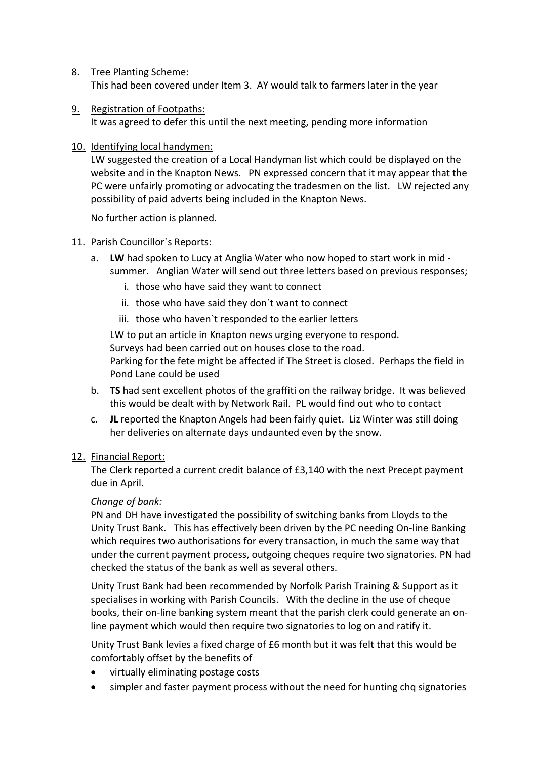8. <u>Tree Planting Scheme:</u>
   This had been covered under Item 3. AY would talk to farmers later in the year

9. <u>Registration of Footpaths:</u>
   It was agreed to defer this until the next meeting, pending more information

10. <u>Identifying local handymen:</u>
    LW suggested the creation of a Local Handyman list which could be displayed on the website and in the Knapton News. PN expressed concern that it may appear that the PC were unfairly promoting or advocating the tradesmen on the list. LW rejected any possibility of paid adverts being included in the Knapton News.

    No further action is planned.

11. <u>Parish Councillor`s Reports:</u>
    a. **LW** had spoken to Lucy at Anglia Water who now hoped to start work in mid - summer. Anglian Water will send out three letters based on previous responses;
       i. those who have said they want to connect
       ii. those who have said they don`t want to connect
       iii. those who haven`t responded to the earlier letters

       LW to put an article in Knapton news urging everyone to respond.
       Surveys had been carried out on houses close to the road.
       Parking for the fete might be affected if The Street is closed. Perhaps the field in Pond Lane could be used
    b. **TS** had sent excellent photos of the graffiti on the railway bridge. It was believed this would be dealt with by Network Rail. PL would find out who to contact
    c. **JL** reported the Knapton Angels had been fairly quiet. Liz Winter was still doing her deliveries on alternate days undaunted even by the snow.

12. <u>Financial Report:</u>
    The Clerk reported a current credit balance of £3,140 with the next Precept payment due in April.

    *Change of bank:*
    PN and DH have investigated the possibility of switching banks from Lloyds to the Unity Trust Bank. This has effectively been driven by the PC needing On-line Banking which requires two authorisations for every transaction, in much the same way that under the current payment process, outgoing cheques require two signatories. PN had checked the status of the bank as well as several others.

    Unity Trust Bank had been recommended by Norfolk Parish Training & Support as it specialises in working with Parish Councils. With the decline in the use of cheque books, their on-line banking system meant that the parish clerk could generate an on-line payment which would then require two signatories to log on and ratify it.

    Unity Trust Bank levies a fixed charge of £6 month but it was felt that this would be comfortably offset by the benefits of
    - virtually eliminating postage costs
    - simpler and faster payment process without the need for hunting chq signatories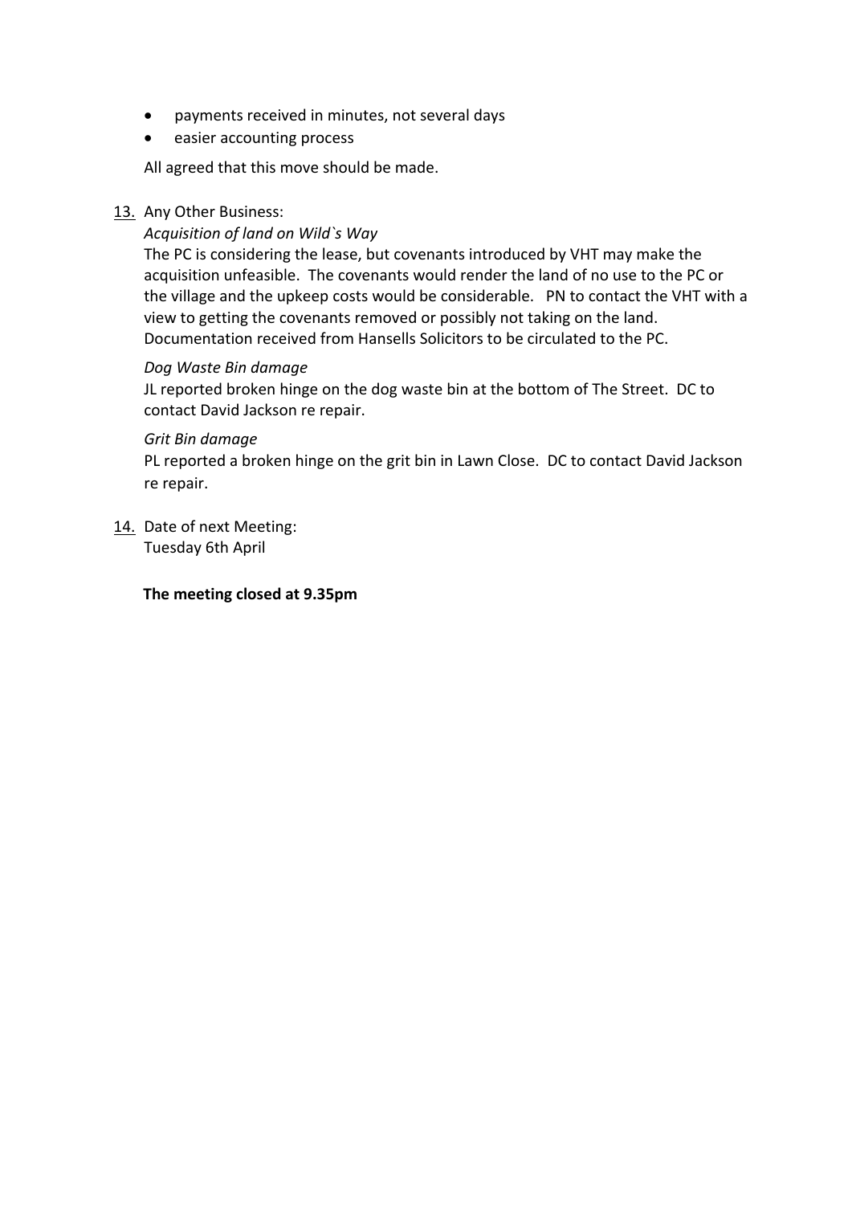- payments received in minutes, not several days
- easier accounting process

All agreed that this move should be made.

13. Any Other Business:

*Acquisition of land on Wild`s Way*

The PC is considering the lease, but covenants introduced by VHT may make the acquisition unfeasible. The covenants would render the land of no use to the PC or the village and the upkeep costs would be considerable. PN to contact the VHT with a view to getting the covenants removed or possibly not taking on the land. Documentation received from Hansells Solicitors to be circulated to the PC.

*Dog Waste Bin damage*

JL reported broken hinge on the dog waste bin at the bottom of The Street. DC to contact David Jackson re repair.

*Grit Bin damage*

PL reported a broken hinge on the grit bin in Lawn Close. DC to contact David Jackson re repair.

14. Date of next Meeting:

Tuesday 6th April

**The meeting closed at 9.35pm**